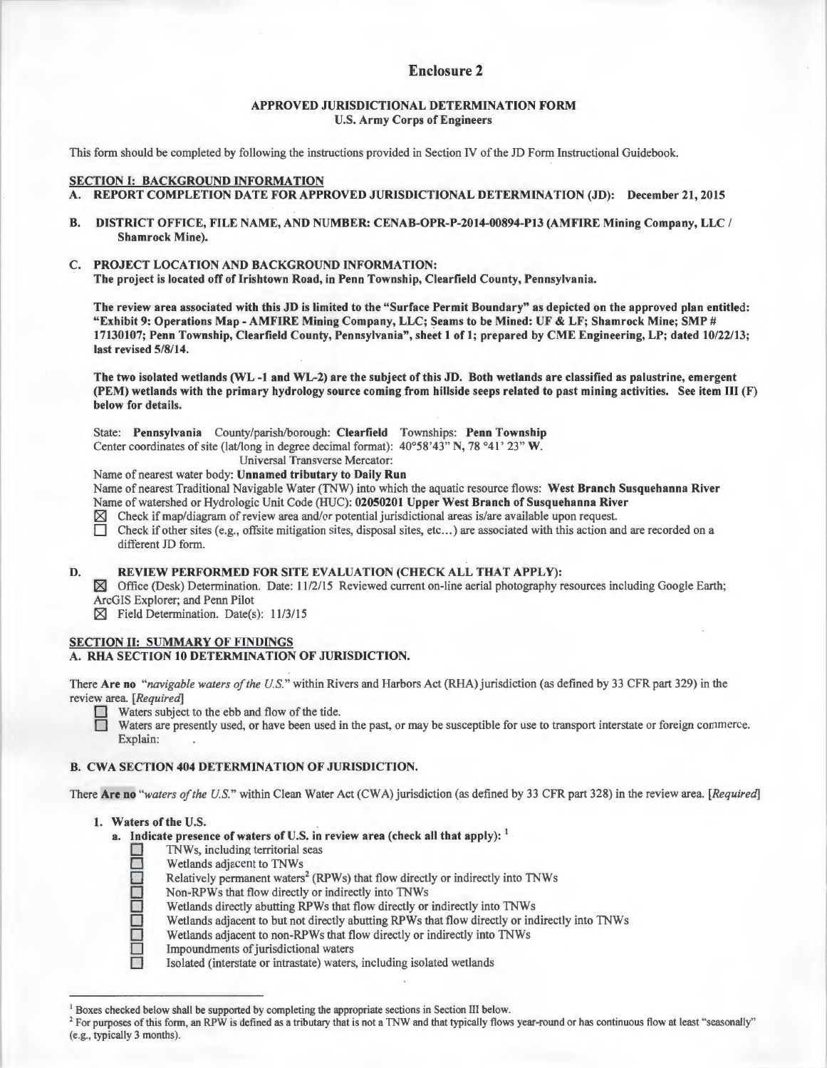# Enclosure 2

## APPROVED JURISDICTIONAL DETERMINATION FORM
**U.S. Army Corps of Engineers**

This form should be completed by following the instructions provided in Section IV of the JD Form Instructional Guidebook.

### SECTION I: BACKGROUND INFORMATION

**A. REPORT COMPLETION DATE FOR APPROVED JURISDICTIONAL DETERMINATION (JD): December 21, 2015**

**B. DISTRICT OFFICE, FILE NAME, AND NUMBER: CENAB-OPR-P-2014-00894-P13 (AMFIRE Mining Company, LLC / Shamrock Mine).**

**C. PROJECT LOCATION AND BACKGROUND INFORMATION:**
**The project is located off of Irishtown Road, in Penn Township, Clearfield County, Pennsylvania.**

**The review area associated with this JD is limited to the "Surface Permit Boundary" as depicted on the approved plan entitled: "Exhibit 9: Operations Map - AMFIRE Mining Company, LLC; Seams to be Mined: UF & LF; Shamrock Mine; SMP # 17130107; Penn Township, Clearfield County, Pennsylvania", sheet 1 of 1; prepared by CME Engineering, LP; dated 10/22/13; last revised 5/8/14.**

**The two isolated wetlands (WL -1 and WL-2) are the subject of this JD. Both wetlands are classified as palustrine, emergent (PEM) wetlands with the primary hydrology source coming from hillside seeps related to past mining activities. See item III (F) below for details.**

State: **Pennsylvania** County/parish/borough: **Clearfield** Townships: **Penn Township**
Center coordinates of site (lat/long in degree decimal format): 40°58'43" N, 78 °41' 23" W.
Universal Transverse Mercator:
Name of nearest water body: **Unnamed tributary to Daily Run**
Name of nearest Traditional Navigable Water (TNW) into which the aquatic resource flows: **West Branch Susquehanna River**
Name of watershed or Hydrologic Unit Code (HUC): **02050201 Upper West Branch of Susquehanna River**

- ☒ Check if map/diagram of review area and/or potential jurisdictional areas is/are available upon request.
- ☐ Check if other sites (e.g., offsite mitigation sites, disposal sites, etc...) are associated with this action and are recorded on a different JD form.

**D. REVIEW PERFORMED FOR SITE EVALUATION (CHECK ALL THAT APPLY):**

- ☒ Office (Desk) Determination. Date: 11/2/15 Reviewed current on-line aerial photography resources including Google Earth; ArcGIS Explorer; and Penn Pilot
- ☒ Field Determination. Date(s): 11/3/15

### SECTION II: SUMMARY OF FINDINGS

**A. RHA SECTION 10 DETERMINATION OF JURISDICTION.**

There **Are no** *"navigable waters of the U.S."* within Rivers and Harbors Act (RHA) jurisdiction (as defined by 33 CFR part 329) in the review area. *[Required]*

- ☐ Waters subject to the ebb and flow of the tide.
- ☐ Waters are presently used, or have been used in the past, or may be susceptible for use to transport interstate or foreign commerce. Explain:

**B. CWA SECTION 404 DETERMINATION OF JURISDICTION.**

There **Are no** *"waters of the U.S."* within Clean Water Act (CWA) jurisdiction (as defined by 33 CFR part 328) in the review area. *[Required]*

1. **Waters of the U.S.**
   a. **Indicate presence of waters of U.S. in review area (check all that apply):** [1]
      - ☐ TNWs, including territorial seas
      - ☐ Wetlands adjacent to TNWs
      - ☐ Relatively permanent waters[2] (RPWs) that flow directly or indirectly into TNWs
      - ☐ Non-RPWs that flow directly or indirectly into TNWs
      - ☐ Wetlands directly abutting RPWs that flow directly or indirectly into TNWs
      - ☐ Wetlands adjacent to but not directly abutting RPWs that flow directly or indirectly into TNWs
      - ☐ Wetlands adjacent to non-RPWs that flow directly or indirectly into TNWs
      - ☐ Impoundments of jurisdictional waters
      - ☐ Isolated (interstate or intrastate) waters, including isolated wetlands

---

[1] Boxes checked below shall be supported by completing the appropriate sections in Section III below.

[2] For purposes of this form, an RPW is defined as a tributary that is not a TNW and that typically flows year-round or has continuous flow at least "seasonally" (e.g., typically 3 months).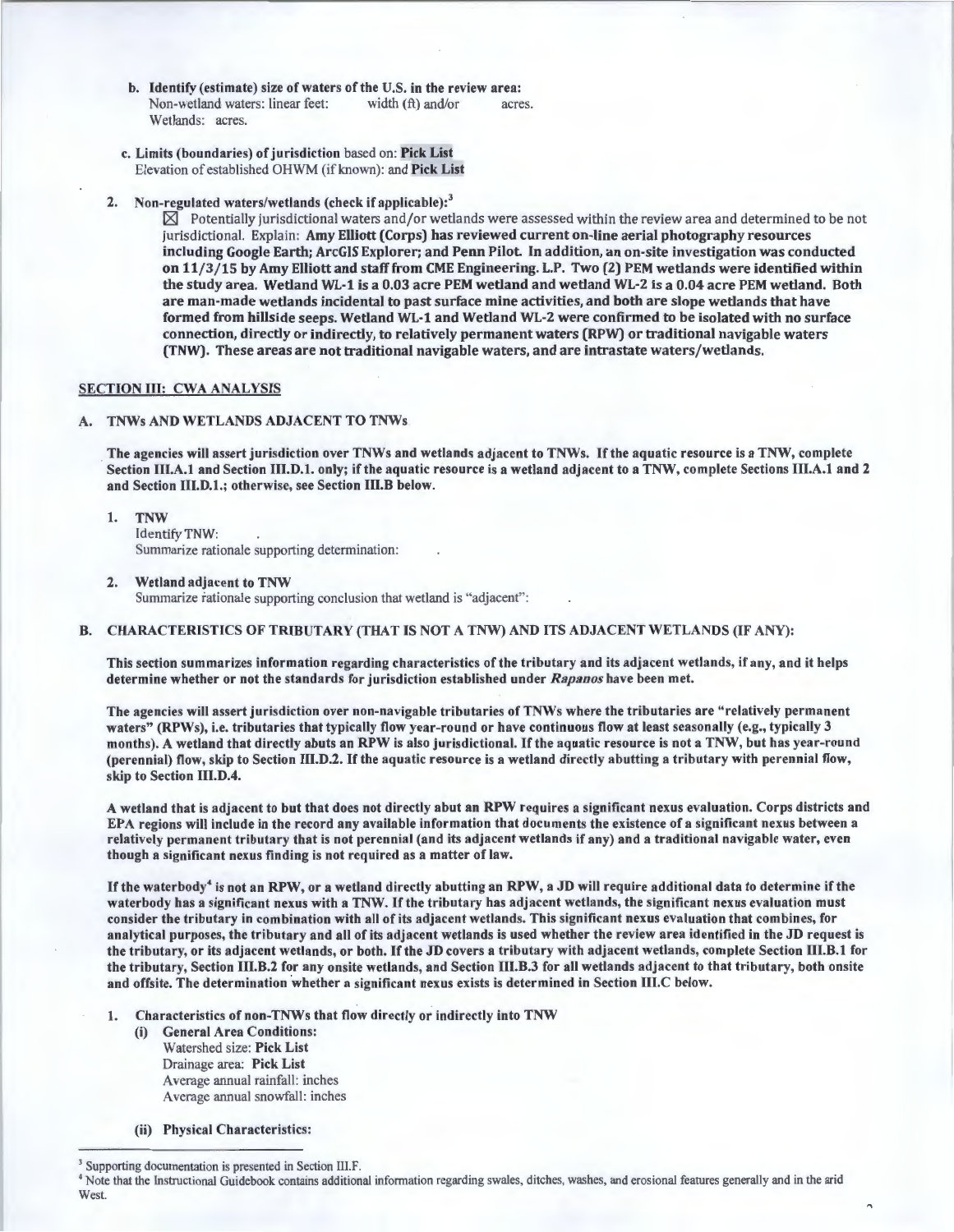**b. Identify (estimate) size of waters of the U.S. in the review area:**
Non-wetland waters: linear feet: width (ft) and/or acres.
Wetlands: acres.

**c. Limits (boundaries) of jurisdiction** based on: **Pick List**
Elevation of established OHWM (if known): and **Pick List**

**2. Non-regulated waters/wetlands (check if applicable):**[3]

☒ Potentially jurisdictional waters and/or wetlands were assessed within the review area and determined to be not jurisdictional. Explain: **Amy Elliott (Corps) has reviewed current on-line aerial photography resources including Google Earth; ArcGIS Explorer; and Penn Pilot. In addition, an on-site investigation was conducted on 11/3/15 by Amy Elliott and staff from CME Engineering. L.P. Two (2) PEM wetlands were identified within the study area. Wetland WL-1 is a 0.03 acre PEM wetland and wetland WL-2 is a 0.04 acre PEM wetland. Both are man-made wetlands incidental to past surface mine activities, and both are slope wetlands that have formed from hillside seeps. Wetland WL-1 and Wetland WL-2 were confirmed to be isolated with no surface connection, directly or indirectly, to relatively permanent waters (RPW) or traditional navigable waters (TNW). These areas are not traditional navigable waters, and are intrastate waters/wetlands.**

## SECTION III: CWA ANALYSIS

### A. TNWs AND WETLANDS ADJACENT TO TNWs

**The agencies will assert jurisdiction over TNWs and wetlands adjacent to TNWs. If the aquatic resource is a TNW, complete Section III.A.1 and Section III.D.1. only; if the aquatic resource is a wetland adjacent to a TNW, complete Sections III.A.1 and 2 and Section III.D.1.; otherwise, see Section III.B below.**

**1. TNW**
Identify TNW: .
Summarize rationale supporting determination: .

**2. Wetland adjacent to TNW**
Summarize rationale supporting conclusion that wetland is "adjacent": .

### B. CHARACTERISTICS OF TRIBUTARY (THAT IS NOT A TNW) AND ITS ADJACENT WETLANDS (IF ANY):

**This section summarizes information regarding characteristics of the tributary and its adjacent wetlands, if any, and it helps determine whether or not the standards for jurisdiction established under *Rapanos* have been met.**

**The agencies will assert jurisdiction over non-navigable tributaries of TNWs where the tributaries are "relatively permanent waters" (RPWs), i.e. tributaries that typically flow year-round or have continuous flow at least seasonally (e.g., typically 3 months). A wetland that directly abuts an RPW is also jurisdictional. If the aquatic resource is not a TNW, but has year-round (perennial) flow, skip to Section III.D.2. If the aquatic resource is a wetland directly abutting a tributary with perennial flow, skip to Section III.D.4.**

**A wetland that is adjacent to but that does not directly abut an RPW requires a significant nexus evaluation. Corps districts and EPA regions will include in the record any available information that documents the existence of a significant nexus between a relatively permanent tributary that is not perennial (and its adjacent wetlands if any) and a traditional navigable water, even though a significant nexus finding is not required as a matter of law.**

**If the waterbody[4] is not an RPW, or a wetland directly abutting an RPW, a JD will require additional data to determine if the waterbody has a significant nexus with a TNW. If the tributary has adjacent wetlands, the significant nexus evaluation must consider the tributary in combination with all of its adjacent wetlands. This significant nexus evaluation that combines, for analytical purposes, the tributary and all of its adjacent wetlands is used whether the review area identified in the JD request is the tributary, or its adjacent wetlands, or both. If the JD covers a tributary with adjacent wetlands, complete Section III.B.1 for the tributary, Section III.B.2 for any onsite wetlands, and Section III.B.3 for all wetlands adjacent to that tributary, both onsite and offsite. The determination whether a significant nexus exists is determined in Section III.C below.**

**1. Characteristics of non-TNWs that flow directly or indirectly into TNW**

**(i) General Area Conditions:**
Watershed size: **Pick List**
Drainage area: **Pick List**
Average annual rainfall: inches
Average annual snowfall: inches

**(ii) Physical Characteristics:**

---

[3] Supporting documentation is presented in Section III.F.

[4] Note that the Instructional Guidebook contains additional information regarding swales, ditches, washes, and erosional features generally and in the arid West.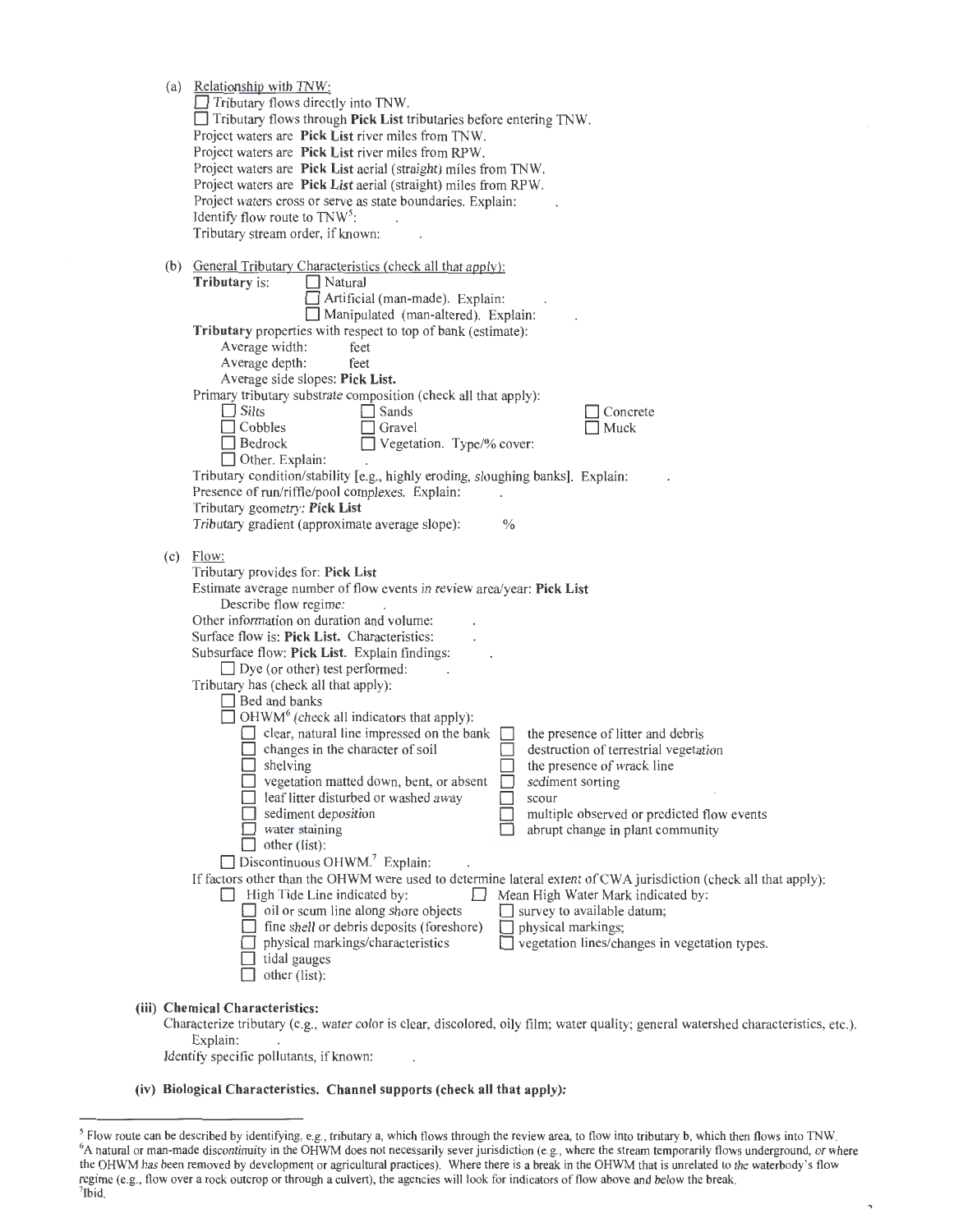(a) Relationship with TNW:
☐ Tributary flows directly into TNW.
☐ Tributary flows through **Pick List** tributaries before entering TNW.
Project waters are **Pick List** river miles from TNW.
Project waters are **Pick List** river miles from RPW.
Project waters are **Pick List** aerial (straight) miles from TNW.
Project waters are **Pick List** aerial (straight) miles from RPW.
Project waters cross or serve as state boundaries. Explain: .
Identify flow route to TNW[5]: .
Tributary stream order, if known: .

(b) General Tributary Characteristics (check all that apply):
**Tributary** is: ☐ Natural
☐ Artificial (man-made). Explain: .
☐ Manipulated (man-altered). Explain: .
**Tributary** properties with respect to top of bank (estimate):
Average width: feet
Average depth: feet
Average side slopes: **Pick List.**
Primary tributary substrate composition (check all that apply):
☐ Silts ☐ Sands ☐ Concrete
☐ Cobbles ☐ Gravel ☐ Muck
☐ Bedrock ☐ Vegetation. Type/% cover:
☐ Other. Explain: .
Tributary condition/stability [e.g., highly eroding, sloughing banks]. Explain: .
Presence of run/riffle/pool complexes. Explain: .
Tributary geometry: **Pick List**
Tributary gradient (approximate average slope): %

(c) Flow:
Tributary provides for: **Pick List**
Estimate average number of flow events in review area/year: **Pick List**
Describe flow regime: .
Other information on duration and volume: .
Surface flow is: **Pick List.** Characteristics: .
Subsurface flow: **Pick List.** Explain findings: .
☐ Dye (or other) test performed: .
Tributary has (check all that apply):
☐ Bed and banks
☐ OHWM[6] (check all indicators that apply):
☐ clear, natural line impressed on the bank ☐ the presence of litter and debris
☐ changes in the character of soil ☐ destruction of terrestrial vegetation
☐ shelving ☐ the presence of wrack line
☐ vegetation matted down, bent, or absent ☐ sediment sorting
☐ leaf litter disturbed or washed away ☐ scour
☐ sediment deposition ☐ multiple observed or predicted flow events
☐ water staining ☐ abrupt change in plant community
☐ other (list):
☐ Discontinuous OHWM.[7] Explain: .
If factors other than the OHWM were used to determine lateral extent of CWA jurisdiction (check all that apply):
☐ High Tide Line indicated by: ☐ Mean High Water Mark indicated by:
☐ oil or scum line along shore objects ☐ survey to available datum;
☐ fine shell or debris deposits (foreshore) ☐ physical markings;
☐ physical markings/characteristics ☐ vegetation lines/changes in vegetation types.
☐ tidal gauges
☐ other (list):

**(iii) Chemical Characteristics:**
Characterize tributary (e.g., water color is clear, discolored, oily film; water quality; general watershed characteristics, etc.). Explain: .
Identify specific pollutants, if known: .

**(iv) Biological Characteristics. Channel supports (check all that apply):**

---

[5] Flow route can be described by identifying, e.g., tributary a, which flows through the review area, to flow into tributary b, which then flows into TNW.
[6] A natural or man-made discontinuity in the OHWM does not necessarily sever jurisdiction (e.g., where the stream temporarily flows underground, or where the OHWM has been removed by development or agricultural practices). Where there is a break in the OHWM that is unrelated to the waterbody's flow regime (e.g., flow over a rock outcrop or through a culvert), the agencies will look for indicators of flow above and below the break.
[7] Ibid.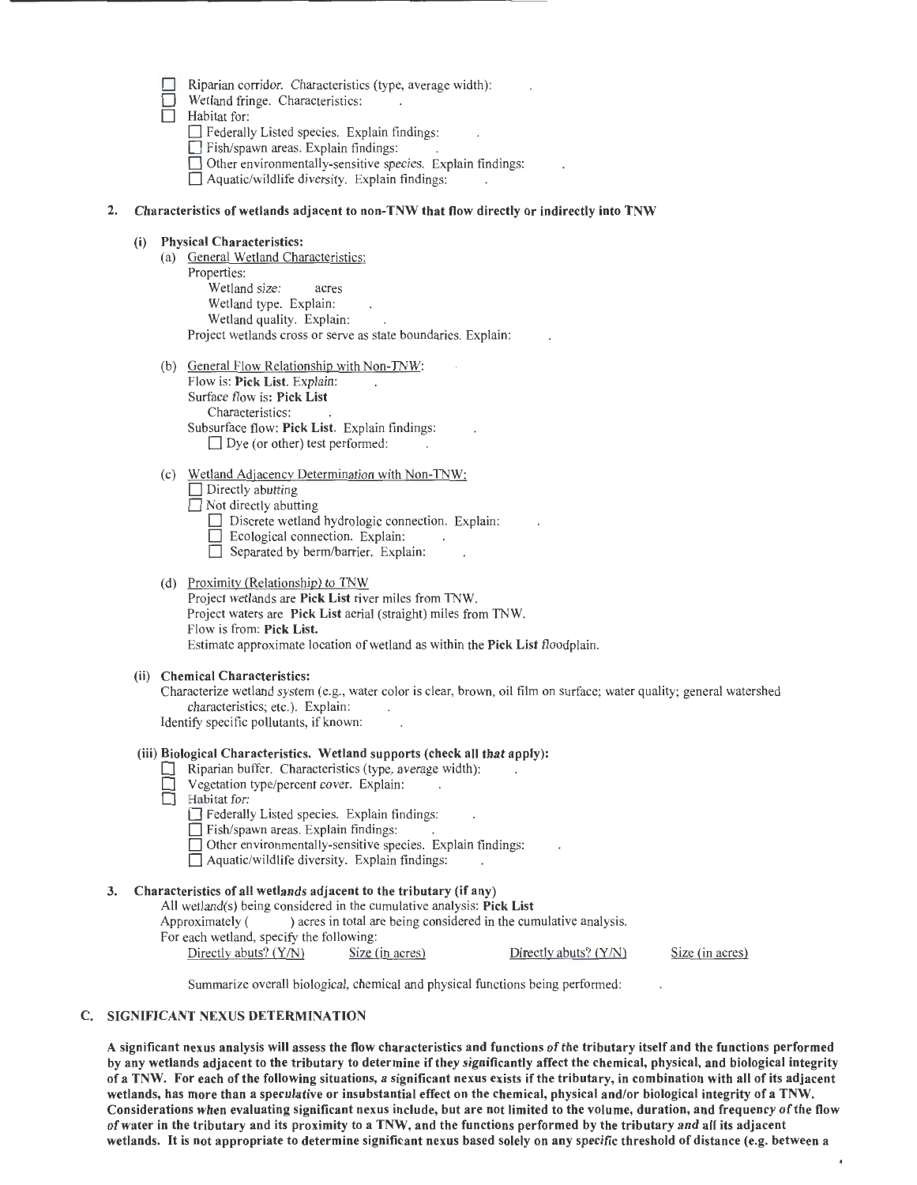- ☐ Riparian corridor. Characteristics (type, average width): .
- ☐ Wetland fringe. Characteristics: .
- ☐ Habitat for:
  - ☐ Federally Listed species. Explain findings: .
  - ☐ Fish/spawn areas. Explain findings: .
  - ☐ Other environmentally-sensitive species. Explain findings: .
  - ☐ Aquatic/wildlife diversity. Explain findings: .

**2. Characteristics of wetlands adjacent to non-TNW that flow directly or indirectly into TNW**

**(i) Physical Characteristics:**

(a) General Wetland Characteristics:

Properties:

Wetland size: acres

Wetland type. Explain: .

Wetland quality. Explain: .

Project wetlands cross or serve as state boundaries. Explain: .

(b) General Flow Relationship with Non-TNW:

Flow is: **Pick List**. Explain: .

Surface flow is: **Pick List**

Characteristics: .

Subsurface flow: **Pick List**. Explain findings: .

☐ Dye (or other) test performed: .

(c) Wetland Adjacency Determination with Non-TNW:

- ☐ Directly abutting
- ☐ Not directly abutting
  - ☐ Discrete wetland hydrologic connection. Explain: .
  - ☐ Ecological connection. Explain: .
  - ☐ Separated by berm/barrier. Explain: .

(d) Proximity (Relationship) to TNW

Project wetlands are **Pick List** river miles from TNW.

Project waters are **Pick List** aerial (straight) miles from TNW.

Flow is from: **Pick List.**

Estimate approximate location of wetland as within the **Pick List** floodplain.

**(ii) Chemical Characteristics:**

Characterize wetland system (e.g., water color is clear, brown, oil film on surface; water quality; general watershed characteristics; etc.). Explain: .

Identify specific pollutants, if known: .

**(iii) Biological Characteristics. Wetland supports (check all that apply):**

- ☐ Riparian buffer. Characteristics (type, average width): .
- ☐ Vegetation type/percent cover. Explain: .
- ☐ Habitat for:
  - ☐ Federally Listed species. Explain findings: .
  - ☐ Fish/spawn areas. Explain findings: .
  - ☐ Other environmentally-sensitive species. Explain findings: .
  - ☐ Aquatic/wildlife diversity. Explain findings: .

**3. Characteristics of all wetlands adjacent to the tributary (if any)**

All wetland(s) being considered in the cumulative analysis: **Pick List**

Approximately ( ) acres in total are being considered in the cumulative analysis.

For each wetland, specify the following:

| Directly abuts? (Y/N) | Size (in acres) | Directly abuts? (Y/N) | Size (in acres) |
|---|---|---|---|

Summarize overall biological, chemical and physical functions being performed: .

## C. SIGNIFICANT NEXUS DETERMINATION

**A significant nexus analysis will assess the flow characteristics and functions of the tributary itself and the functions performed by any wetlands adjacent to the tributary to determine if they significantly affect the chemical, physical, and biological integrity of a TNW. For each of the following situations, a significant nexus exists if the tributary, in combination with all of its adjacent wetlands, has more than a speculative or insubstantial effect on the chemical, physical and/or biological integrity of a TNW. Considerations when evaluating significant nexus include, but are not limited to the volume, duration, and frequency of the flow of water in the tributary and its proximity to a TNW, and the functions performed by the tributary and all its adjacent wetlands. It is not appropriate to determine significant nexus based solely on any specific threshold of distance (e.g. between a**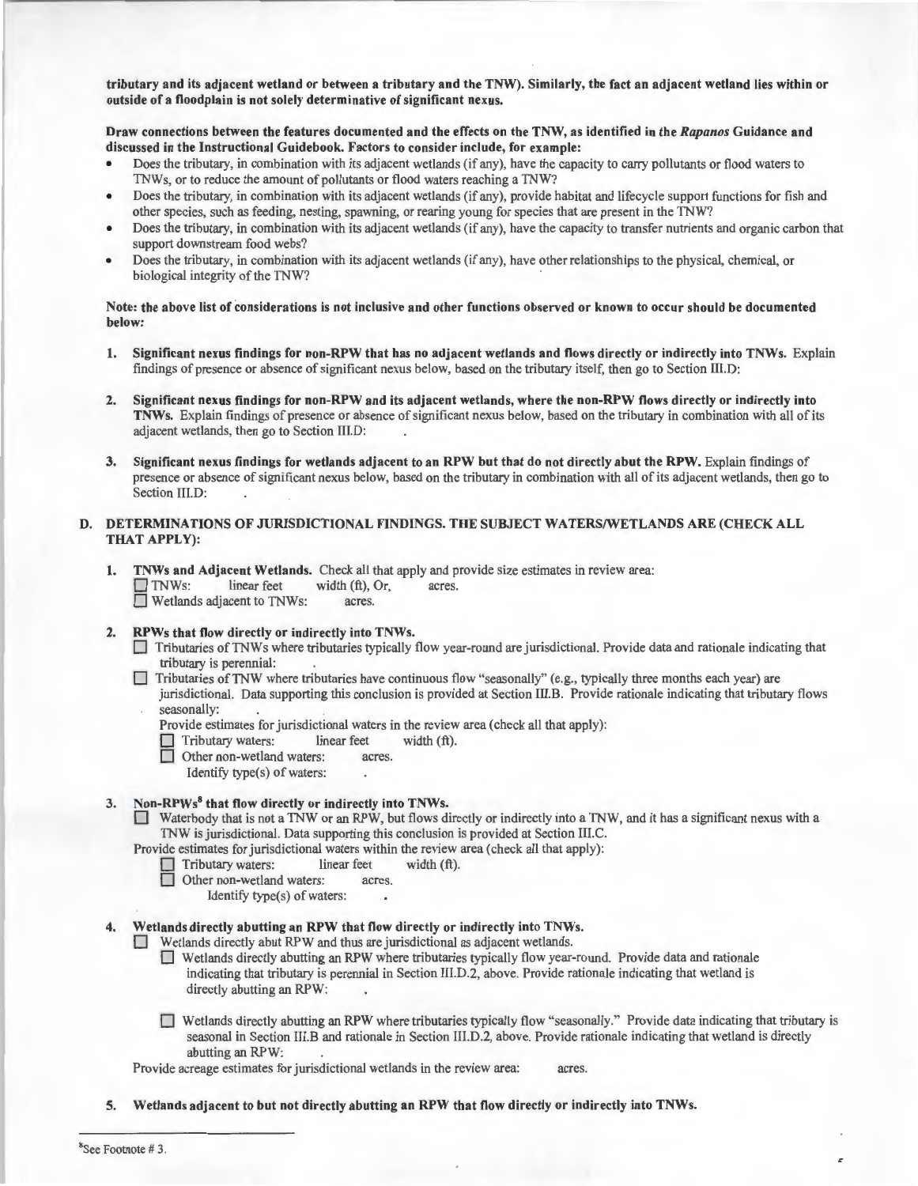**tributary and its adjacent wetland or between a tributary and the TNW). Similarly, the fact an adjacent wetland lies within or outside of a floodplain is not solely determinative of significant nexus.**

**Draw connections between the features documented and the effects on the TNW, as identified in the *Rapanos* Guidance and discussed in the Instructional Guidebook. Factors to consider include, for example:**

- Does the tributary, in combination with its adjacent wetlands (if any), have the capacity to carry pollutants or flood waters to TNWs, or to reduce the amount of pollutants or flood waters reaching a TNW?
- Does the tributary, in combination with its adjacent wetlands (if any), provide habitat and lifecycle support functions for fish and other species, such as feeding, nesting, spawning, or rearing young for species that are present in the TNW?
- Does the tributary, in combination with its adjacent wetlands (if any), have the capacity to transfer nutrients and organic carbon that support downstream food webs?
- Does the tributary, in combination with its adjacent wetlands (if any), have other relationships to the physical, chemical, or biological integrity of the TNW?

**Note: the above list of considerations is not inclusive and other functions observed or known to occur should be documented below:**

1. **Significant nexus findings for non-RPW that has no adjacent wetlands and flows directly or indirectly into TNWs.** Explain findings of presence or absence of significant nexus below, based on the tributary itself, then go to Section III.D: 

2. **Significant nexus findings for non-RPW and its adjacent wetlands, where the non-RPW flows directly or indirectly into TNWs.** Explain findings of presence or absence of significant nexus below, based on the tributary in combination with all of its adjacent wetlands, then go to Section III.D: .

3. **Significant nexus findings for wetlands adjacent to an RPW but that do not directly abut the RPW.** Explain findings of presence or absence of significant nexus below, based on the tributary in combination with all of its adjacent wetlands, then go to Section III.D: .

## D. DETERMINATIONS OF JURISDICTIONAL FINDINGS. THE SUBJECT WATERS/WETLANDS ARE (CHECK ALL THAT APPLY):

1. **TNWs and Adjacent Wetlands.** Check all that apply and provide size estimates in review area:
   - ☐ TNWs: linear feet width (ft), Or, acres.
   - ☐ Wetlands adjacent to TNWs: acres.

2. **RPWs that flow directly or indirectly into TNWs.**
   - ☐ Tributaries of TNWs where tributaries typically flow year-round are jurisdictional. Provide data and rationale indicating that tributary is perennial: .
   - ☐ Tributaries of TNW where tributaries have continuous flow "seasonally" (e.g., typically three months each year) are jurisdictional. Data supporting this conclusion is provided at Section III.B. Provide rationale indicating that tributary flows seasonally: .

   Provide estimates for jurisdictional waters in the review area (check all that apply):
   - ☐ Tributary waters: linear feet width (ft).
   - ☐ Other non-wetland waters: acres.
     Identify type(s) of waters: .

3. **Non-RPWs[8] that flow directly or indirectly into TNWs.**
   - ☐ Waterbody that is not a TNW or an RPW, but flows directly or indirectly into a TNW, and it has a significant nexus with a TNW is jurisdictional. Data supporting this conclusion is provided at Section III.C.

   Provide estimates for jurisdictional waters within the review area (check all that apply):
   - ☐ Tributary waters: linear feet width (ft).
   - ☐ Other non-wetland waters: acres.
     Identify type(s) of waters: .

4. **Wetlands directly abutting an RPW that flow directly or indirectly into TNWs.**
   - ☐ Wetlands directly abut RPW and thus are jurisdictional as adjacent wetlands.
     - ☐ Wetlands directly abutting an RPW where tributaries typically flow year-round. Provide data and rationale indicating that tributary is perennial in Section III.D.2, above. Provide rationale indicating that wetland is directly abutting an RPW: .
     - ☐ Wetlands directly abutting an RPW where tributaries typically flow "seasonally." Provide data indicating that tributary is seasonal in Section III.B and rationale in Section III.D.2, above. Provide rationale indicating that wetland is directly abutting an RPW: .

   Provide acreage estimates for jurisdictional wetlands in the review area: acres.

5. **Wetlands adjacent to but not directly abutting an RPW that flow directly or indirectly into TNWs.**

---

[8]See Footnote # 3.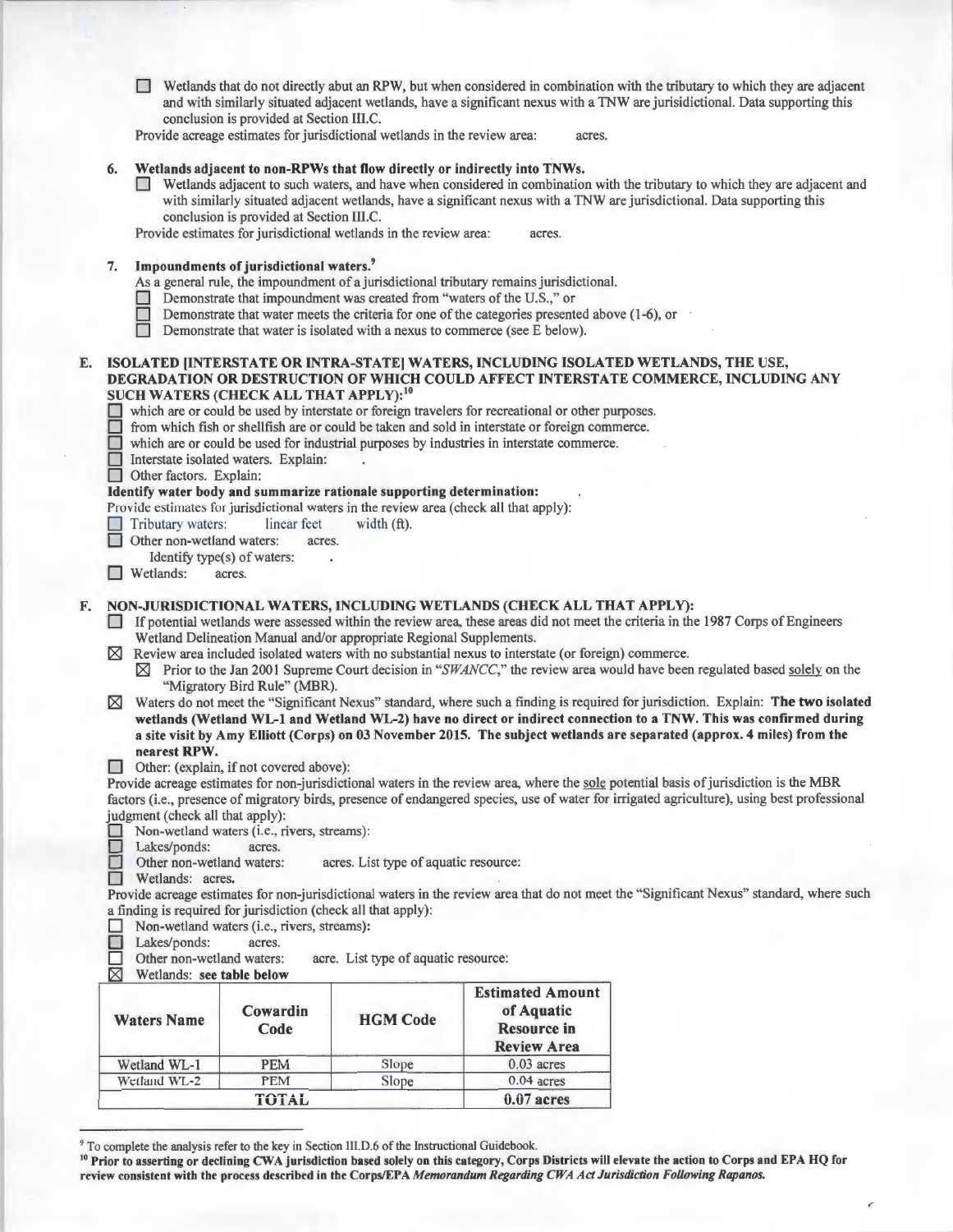☐ Wetlands that do not directly abut an RPW, but when considered in combination with the tributary to which they are adjacent and with similarly situated adjacent wetlands, have a significant nexus with a TNW are jurisdictional. Data supporting this conclusion is provided at Section III.C.

Provide acreage estimates for jurisdictional wetlands in the review area: acres.

**6. Wetlands adjacent to non-RPWs that flow directly or indirectly into TNWs.**

☐ Wetlands adjacent to such waters, and have when considered in combination with the tributary to which they are adjacent and with similarly situated adjacent wetlands, have a significant nexus with a TNW are jurisdictional. Data supporting this conclusion is provided at Section III.C.

Provide estimates for jurisdictional wetlands in the review area: acres.

**7. Impoundments of jurisdictional waters.**[9]

As a general rule, the impoundment of a jurisdictional tributary remains jurisdictional.

☐ Demonstrate that impoundment was created from "waters of the U.S.," or
☐ Demonstrate that water meets the criteria for one of the categories presented above (1-6), or
☐ Demonstrate that water is isolated with a nexus to commerce (see E below).

**E. ISOLATED [INTERSTATE OR INTRA-STATE] WATERS, INCLUDING ISOLATED WETLANDS, THE USE, DEGRADATION OR DESTRUCTION OF WHICH COULD AFFECT INTERSTATE COMMERCE, INCLUDING ANY SUCH WATERS (CHECK ALL THAT APPLY):**[10]

☐ which are or could be used by interstate or foreign travelers for recreational or other purposes.
☐ from which fish or shellfish are or could be taken and sold in interstate or foreign commerce.
☐ which are or could be used for industrial purposes by industries in interstate commerce.
☐ Interstate isolated waters. Explain: .
☐ Other factors. Explain:

**Identify water body and summarize rationale supporting determination:** .

Provide estimates for jurisdictional waters in the review area (check all that apply):

☐ Tributary waters: linear feet width (ft).
☐ Other non-wetland waters: acres.
Identify type(s) of waters: .
☐ Wetlands: acres.

**F. NON-JURISDICTIONAL WATERS, INCLUDING WETLANDS (CHECK ALL THAT APPLY):**

☐ If potential wetlands were assessed within the review area, these areas did not meet the criteria in the 1987 Corps of Engineers Wetland Delineation Manual and/or appropriate Regional Supplements.

☒ Review area included isolated waters with no substantial nexus to interstate (or foreign) commerce.

☒ Prior to the Jan 2001 Supreme Court decision in "*SWANCC*," the review area would have been regulated based solely on the "Migratory Bird Rule" (MBR).

☒ Waters do not meet the "Significant Nexus" standard, where such a finding is required for jurisdiction. Explain: **The two isolated wetlands (Wetland WL-1 and Wetland WL-2) have no direct or indirect connection to a TNW. This was confirmed during a site visit by Amy Elliott (Corps) on 03 November 2015. The subject wetlands are separated (approx. 4 miles) from the nearest RPW.**

☐ Other: (explain, if not covered above):

Provide acreage estimates for non-jurisdictional waters in the review area, where the sole potential basis of jurisdiction is the MBR factors (i.e., presence of migratory birds, presence of endangered species, use of water for irrigated agriculture), using best professional judgment (check all that apply):

☐ Non-wetland waters (i.e., rivers, streams):
☐ Lakes/ponds: acres.
☐ Other non-wetland waters: acres. List type of aquatic resource:
☐ Wetlands: acres.

Provide acreage estimates for non-jurisdictional waters in the review area that do not meet the "Significant Nexus" standard, where such a finding is required for jurisdiction (check all that apply):

☐ Non-wetland waters (i.e., rivers, streams):
☐ Lakes/ponds: acres.
☐ Other non-wetland waters: acre. List type of aquatic resource:
☒ Wetlands: **see table below**

| Waters Name | Cowardin Code | HGM Code | Estimated Amount of Aquatic Resource in Review Area |
|---|---|---|---|
| Wetland WL-1 | PEM | Slope | 0.03 acres |
| Wetland WL-2 | PEM | Slope | 0.04 acres |
| TOTAL | | | **0.07 acres** |

[9] To complete the analysis refer to the key in Section III.D.6 of the Instructional Guidebook.

[10] **Prior to asserting or declining CWA jurisdiction based solely on this category, Corps Districts will elevate the action to Corps and EPA HQ for review consistent with the process described in the Corps/EPA *Memorandum Regarding CWA Act Jurisdiction Following Rapanos.***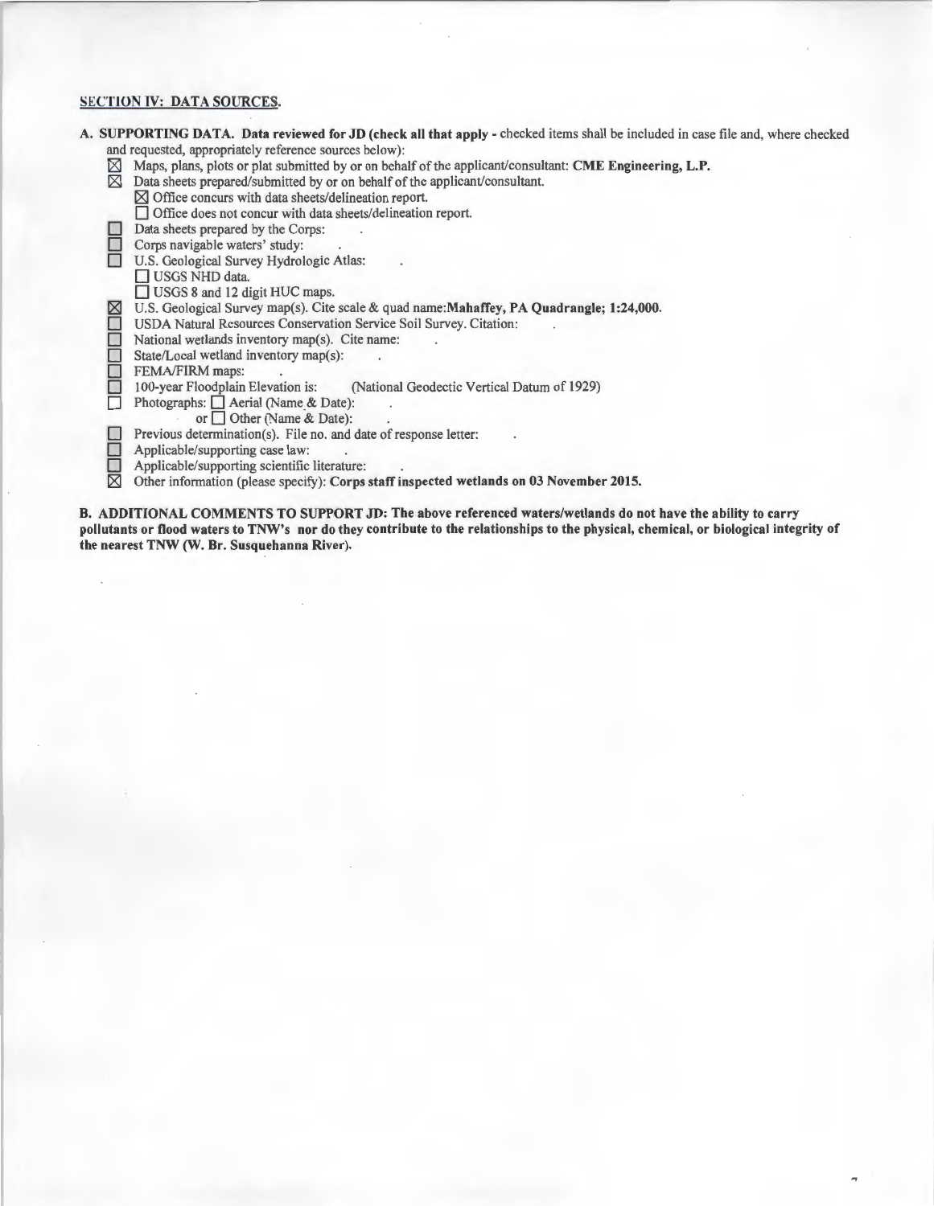## SECTION IV: DATA SOURCES.

**A. SUPPORTING DATA. Data reviewed for JD (check all that apply -** checked items shall be included in case file and, where checked and requested, appropriately reference sources below):

- ☒ Maps, plans, plots or plat submitted by or on behalf of the applicant/consultant: **CME Engineering, L.P.**
- ☒ Data sheets prepared/submitted by or on behalf of the applicant/consultant.
  - ☒ Office concurs with data sheets/delineation report.
  - ☐ Office does not concur with data sheets/delineation report.
- ☐ Data sheets prepared by the Corps: .
- ☐ Corps navigable waters' study: .
- ☐ U.S. Geological Survey Hydrologic Atlas: .
  - ☐ USGS NHD data.
  - ☐ USGS 8 and 12 digit HUC maps.
- ☒ U.S. Geological Survey map(s). Cite scale & quad name:**Mahaffey, PA Quadrangle; 1:24,000.**
- ☐ USDA Natural Resources Conservation Service Soil Survey. Citation: .
- ☐ National wetlands inventory map(s). Cite name: .
- ☐ State/Local wetland inventory map(s): .
- ☐ FEMA/FIRM maps: .
- ☐ 100-year Floodplain Elevation is: (National Geodectic Vertical Datum of 1929)
- ☐ Photographs: ☐ Aerial (Name & Date): .
  or ☐ Other (Name & Date): .
- ☐ Previous determination(s). File no. and date of response letter: .
- ☐ Applicable/supporting case law: .
- ☐ Applicable/supporting scientific literature: .
- ☒ Other information (please specify): **Corps staff inspected wetlands on 03 November 2015.**

**B. ADDITIONAL COMMENTS TO SUPPORT JD: The above referenced waters/wetlands do not have the ability to carry pollutants or flood waters to TNW's nor do they contribute to the relationships to the physical, chemical, or biological integrity of the nearest TNW (W. Br. Susquehanna River).**